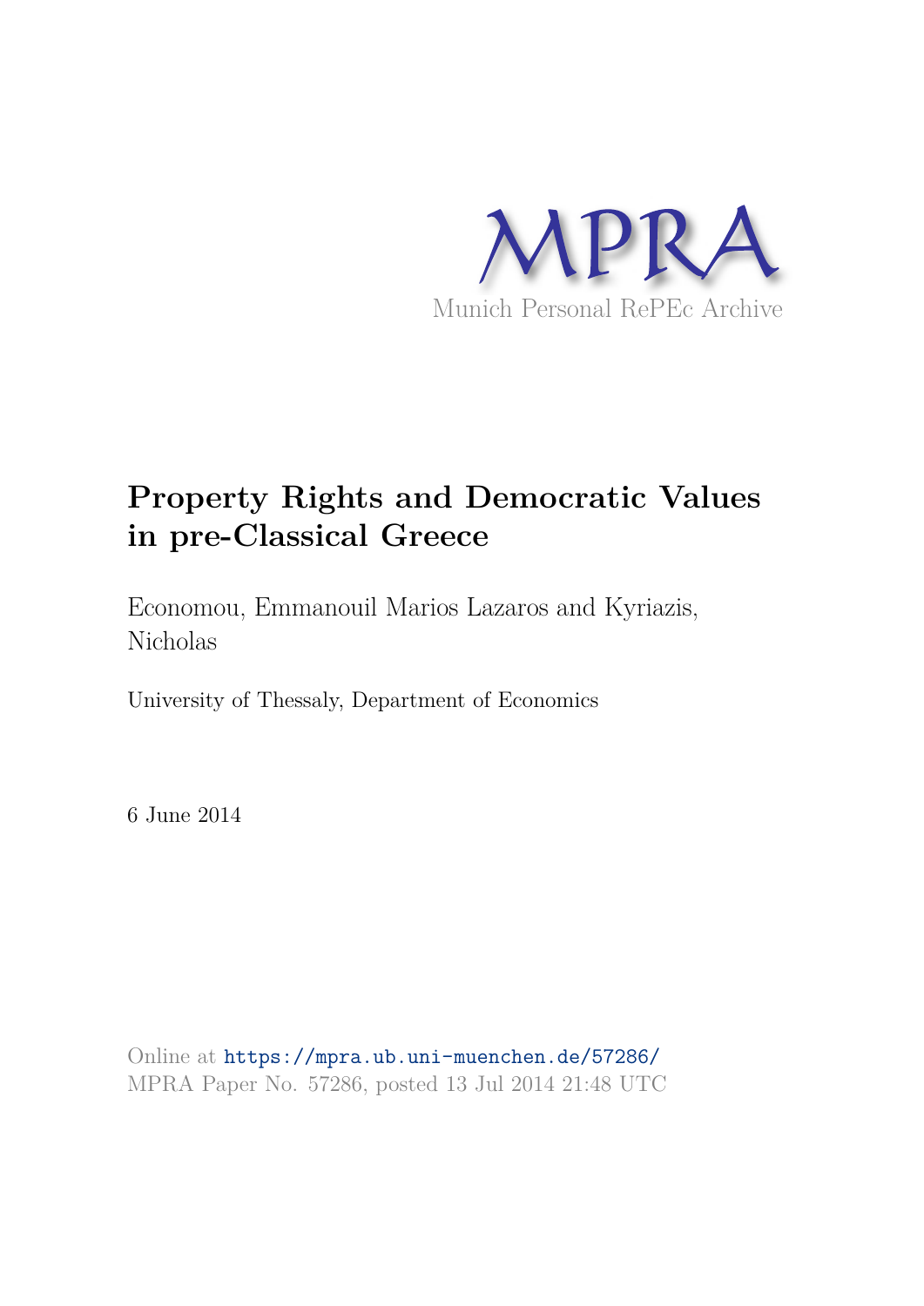MPRA

Munich Personal RePEc Archive

# Property Rights and Democratic Values in pre-Classical Greece

Economou, Emmanouil Marios Lazaros and Kyriazis, Nicholas

University of Thessaly, Department of Economics

6 June 2014

Online at https://mpra.ub.uni-muenchen.de/57286/
MPRA Paper No. 57286, posted 13 Jul 2014 21:48 UTC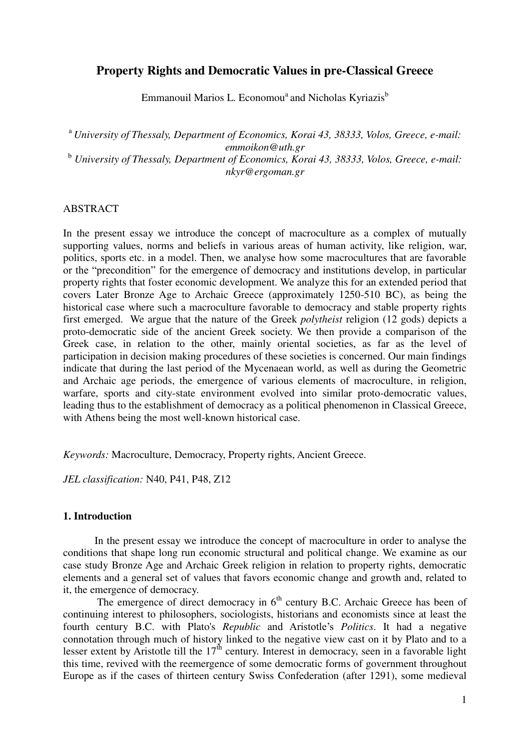# Property Rights and Democratic Values in pre-Classical Greece

Emmanouil Marios L. Economou[a] and Nicholas Kyriazis[b]

[a] *University of Thessaly, Department of Economics, Korai 43, 38333, Volos, Greece, e-mail: emmoikon@uth.gr*
[b] *University of Thessaly, Department of Economics, Korai 43, 38333, Volos, Greece, e-mail: nkyr@ergoman.gr*

ABSTRACT

In the present essay we introduce the concept of macroculture as a complex of mutually supporting values, norms and beliefs in various areas of human activity, like religion, war, politics, sports etc. in a model. Then, we analyse how some macrocultures that are favorable or the "precondition" for the emergence of democracy and institutions develop, in particular property rights that foster economic development. We analyze this for an extended period that covers Later Bronze Age to Archaic Greece (approximately 1250-510 BC), as being the historical case where such a macroculture favorable to democracy and stable property rights first emerged. We argue that the nature of the Greek *polytheist* religion (12 gods) depicts a proto-democratic side of the ancient Greek society. We then provide a comparison of the Greek case, in relation to the other, mainly oriental societies, as far as the level of participation in decision making procedures of these societies is concerned. Our main findings indicate that during the last period of the Mycenaean world, as well as during the Geometric and Archaic age periods, the emergence of various elements of macroculture, in religion, warfare, sports and city-state environment evolved into similar proto-democratic values, leading thus to the establishment of democracy as a political phenomenon in Classical Greece, with Athens being the most well-known historical case.

*Keywords:* Macroculture, Democracy, Property rights, Ancient Greece.

*JEL classification:* N40, P41, P48, Z12

## 1. Introduction

In the present essay we introduce the concept of macroculture in order to analyse the conditions that shape long run economic structural and political change. We examine as our case study Bronze Age and Archaic Greek religion in relation to property rights, democratic elements and a general set of values that favors economic change and growth and, related to it, the emergence of democracy.

The emergence of direct democracy in 6th century B.C. Archaic Greece has been of continuing interest to philosophers, sociologists, historians and economists since at least the fourth century B.C. with Plato's *Republic* and Aristotle's *Politics*. It had a negative connotation through much of history linked to the negative view cast on it by Plato and to a lesser extent by Aristotle till the 17th century. Interest in democracy, seen in a favorable light this time, revived with the reemergence of some democratic forms of government throughout Europe as if the cases of thirteen century Swiss Confederation (after 1291), some medieval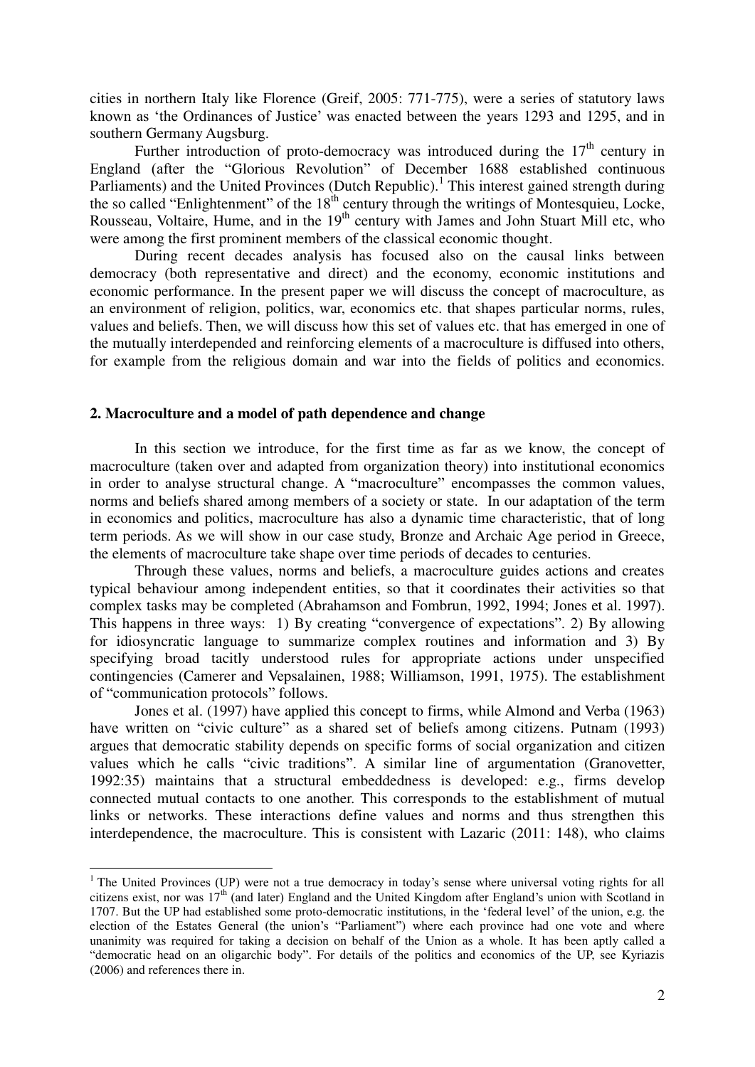cities in northern Italy like Florence (Greif, 2005: 771-775), were a series of statutory laws known as 'the Ordinances of Justice' was enacted between the years 1293 and 1295, and in southern Germany Augsburg.

Further introduction of proto-democracy was introduced during the 17th century in England (after the "Glorious Revolution" of December 1688 established continuous Parliaments) and the United Provinces (Dutch Republic).[1] This interest gained strength during the so called "Enlightenment" of the 18th century through the writings of Montesquieu, Locke, Rousseau, Voltaire, Hume, and in the 19th century with James and John Stuart Mill etc, who were among the first prominent members of the classical economic thought.

During recent decades analysis has focused also on the causal links between democracy (both representative and direct) and the economy, economic institutions and economic performance. In the present paper we will discuss the concept of macroculture, as an environment of religion, politics, war, economics etc. that shapes particular norms, rules, values and beliefs. Then, we will discuss how this set of values etc. that has emerged in one of the mutually interdepended and reinforcing elements of a macroculture is diffused into others, for example from the religious domain and war into the fields of politics and economics.

## 2. Macroculture and a model of path dependence and change

In this section we introduce, for the first time as far as we know, the concept of macroculture (taken over and adapted from organization theory) into institutional economics in order to analyse structural change. A "macroculture" encompasses the common values, norms and beliefs shared among members of a society or state. In our adaptation of the term in economics and politics, macroculture has also a dynamic time characteristic, that of long term periods. As we will show in our case study, Bronze and Archaic Age period in Greece, the elements of macroculture take shape over time periods of decades to centuries.

Through these values, norms and beliefs, a macroculture guides actions and creates typical behaviour among independent entities, so that it coordinates their activities so that complex tasks may be completed (Abrahamson and Fombrun, 1992, 1994; Jones et al. 1997). This happens in three ways: 1) By creating "convergence of expectations". 2) By allowing for idiosyncratic language to summarize complex routines and information and 3) By specifying broad tacitly understood rules for appropriate actions under unspecified contingencies (Camerer and Vepsalainen, 1988; Williamson, 1991, 1975). The establishment of "communication protocols" follows.

Jones et al. (1997) have applied this concept to firms, while Almond and Verba (1963) have written on "civic culture" as a shared set of beliefs among citizens. Putnam (1993) argues that democratic stability depends on specific forms of social organization and citizen values which he calls "civic traditions". A similar line of argumentation (Granovetter, 1992:35) maintains that a structural embeddedness is developed: e.g., firms develop connected mutual contacts to one another. This corresponds to the establishment of mutual links or networks. These interactions define values and norms and thus strengthen this interdependence, the macroculture. This is consistent with Lazaric (2011: 148), who claims

[1] The United Provinces (UP) were not a true democracy in today's sense where universal voting rights for all citizens exist, nor was 17th (and later) England and the United Kingdom after England's union with Scotland in 1707. But the UP had established some proto-democratic institutions, in the 'federal level' of the union, e.g. the election of the Estates General (the union's "Parliament") where each province had one vote and where unanimity was required for taking a decision on behalf of the Union as a whole. It has been aptly called a "democratic head on an oligarchic body". For details of the politics and economics of the UP, see Kyriazis (2006) and references there in.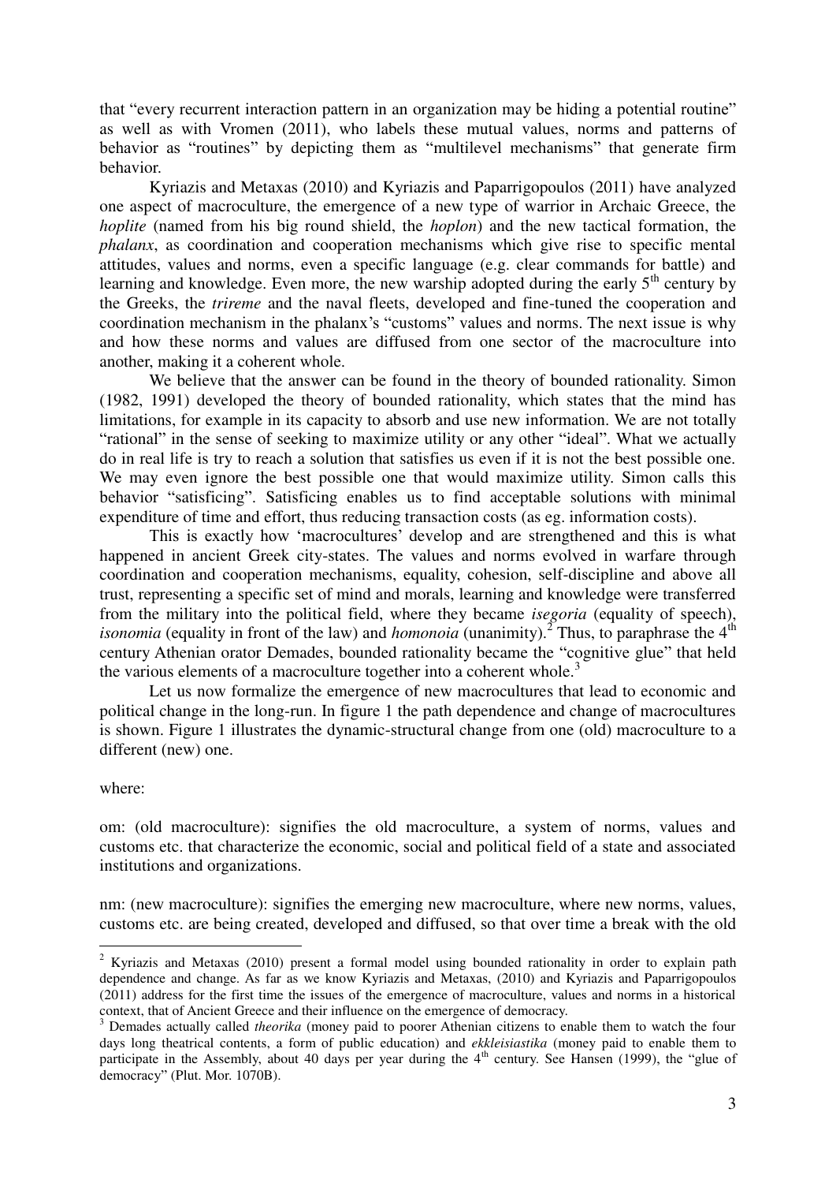that "every recurrent interaction pattern in an organization may be hiding a potential routine" as well as with Vromen (2011), who labels these mutual values, norms and patterns of behavior as "routines" by depicting them as "multilevel mechanisms" that generate firm behavior.

Kyriazis and Metaxas (2010) and Kyriazis and Paparrigopoulos (2011) have analyzed one aspect of macroculture, the emergence of a new type of warrior in Archaic Greece, the *hoplite* (named from his big round shield, the *hoplon*) and the new tactical formation, the *phalanx*, as coordination and cooperation mechanisms which give rise to specific mental attitudes, values and norms, even a specific language (e.g. clear commands for battle) and learning and knowledge. Even more, the new warship adopted during the early 5th century by the Greeks, the *trireme* and the naval fleets, developed and fine-tuned the cooperation and coordination mechanism in the phalanx's "customs" values and norms. The next issue is why and how these norms and values are diffused from one sector of the macroculture into another, making it a coherent whole.

We believe that the answer can be found in the theory of bounded rationality. Simon (1982, 1991) developed the theory of bounded rationality, which states that the mind has limitations, for example in its capacity to absorb and use new information. We are not totally "rational" in the sense of seeking to maximize utility or any other "ideal". What we actually do in real life is try to reach a solution that satisfies us even if it is not the best possible one. We may even ignore the best possible one that would maximize utility. Simon calls this behavior "satisficing". Satisficing enables us to find acceptable solutions with minimal expenditure of time and effort, thus reducing transaction costs (as eg. information costs).

This is exactly how 'macrocultures' develop and are strengthened and this is what happened in ancient Greek city-states. The values and norms evolved in warfare through coordination and cooperation mechanisms, equality, cohesion, self-discipline and above all trust, representing a specific set of mind and morals, learning and knowledge were transferred from the military into the political field, where they became *isegoria* (equality of speech), *isonomia* (equality in front of the law) and *homonoia* (unanimity).[2] Thus, to paraphrase the 4th century Athenian orator Demades, bounded rationality became the "cognitive glue" that held the various elements of a macroculture together into a coherent whole.[3]

Let us now formalize the emergence of new macrocultures that lead to economic and political change in the long-run. In figure 1 the path dependence and change of macrocultures is shown. Figure 1 illustrates the dynamic-structural change from one (old) macroculture to a different (new) one.

where:

om: (old macroculture): signifies the old macroculture, a system of norms, values and customs etc. that characterize the economic, social and political field of a state and associated institutions and organizations.

nm: (new macroculture): signifies the emerging new macroculture, where new norms, values, customs etc. are being created, developed and diffused, so that over time a break with the old

---

[2] Kyriazis and Metaxas (2010) present a formal model using bounded rationality in order to explain path dependence and change. As far as we know Kyriazis and Metaxas, (2010) and Kyriazis and Paparrigopoulos (2011) address for the first time the issues of the emergence of macroculture, values and norms in a historical context, that of Ancient Greece and their influence on the emergence of democracy.

[3] Demades actually called *theorika* (money paid to poorer Athenian citizens to enable them to watch the four days long theatrical contents, a form of public education) and *ekkleisiastika* (money paid to enable them to participate in the Assembly, about 40 days per year during the 4th century. See Hansen (1999), the "glue of democracy" (Plut. Mor. 1070B).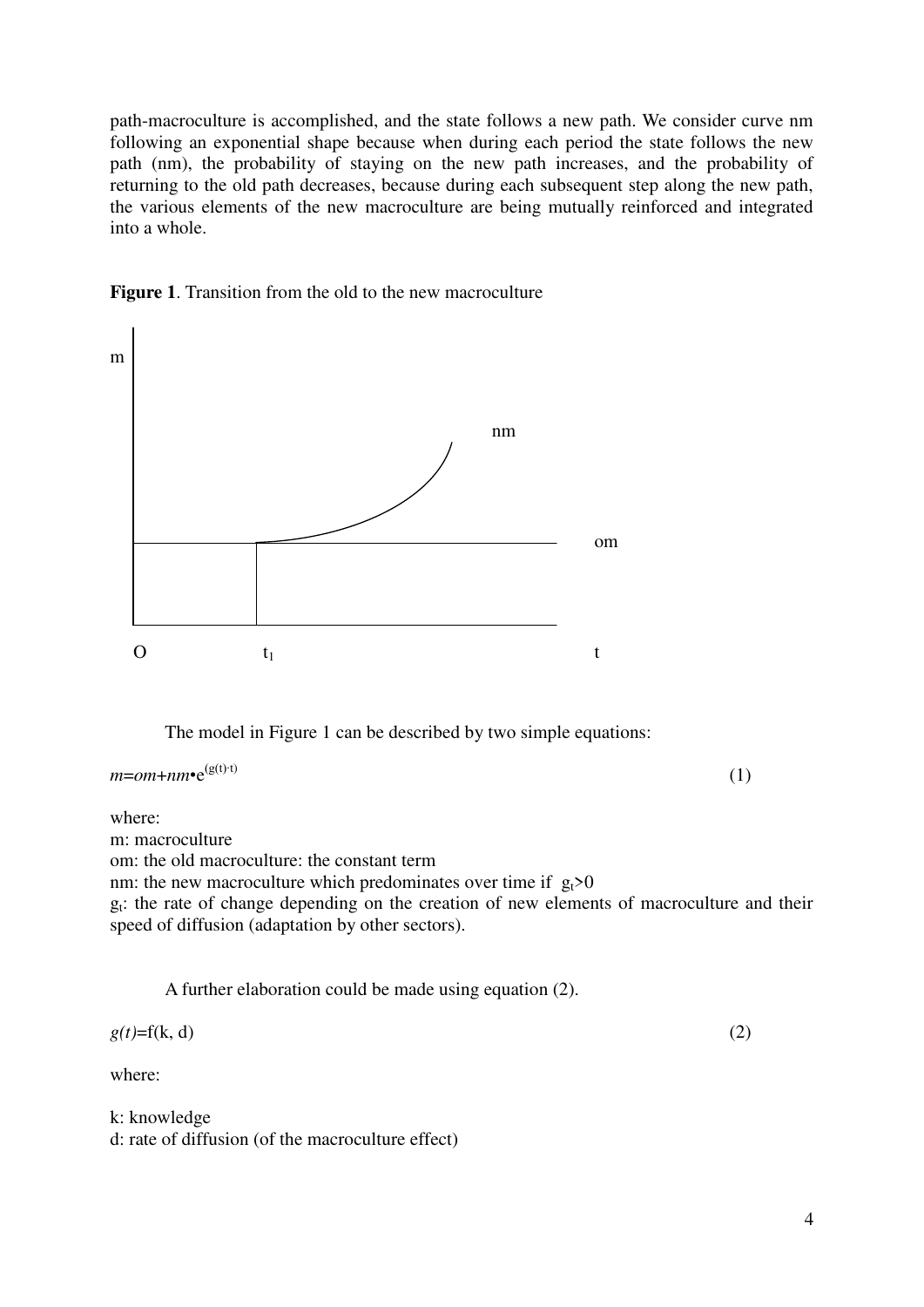path-macroculture is accomplished, and the state follows a new path. We consider curve nm following an exponential shape because when during each period the state follows the new path (nm), the probability of staying on the new path increases, and the probability of returning to the old path decreases, because during each subsequent step along the new path, the various elements of the new macroculture are being mutually reinforced and integrated into a whole.

**Figure 1**. Transition from the old to the new macroculture

The model in Figure 1 can be described by two simple equations:

$$m = om + nm \cdot e^{(g(t) \cdot t)} \tag{1}$$

where:
m: macroculture
om: the old macroculture: the constant term
nm: the new macroculture which predominates over time if $g_t > 0$
$g_t$: the rate of change depending on the creation of new elements of macroculture and their speed of diffusion (adaptation by other sectors).

A further elaboration could be made using equation (2).

$$g(t) = f(k, d) \tag{2}$$

where:

k: knowledge
d: rate of diffusion (of the macroculture effect)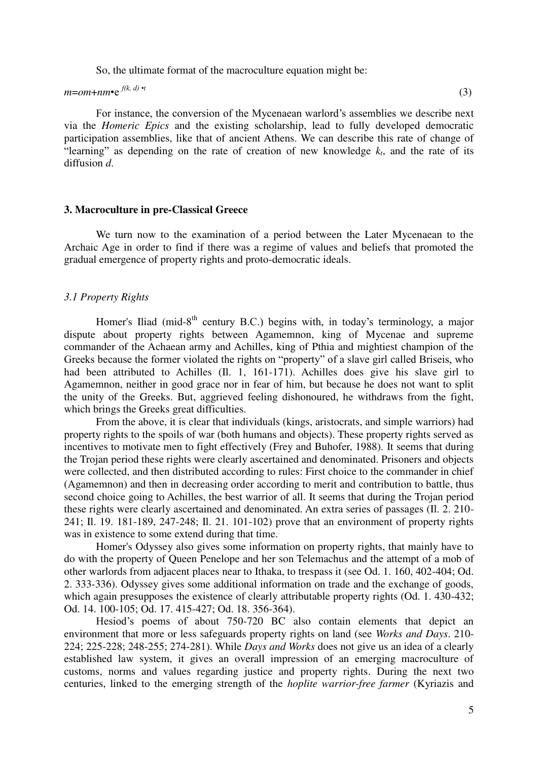So, the ultimate format of the macroculture equation might be:

$$m = om + nm \cdot e^{f(k,\, d) \cdot t} \quad (3)$$

For instance, the conversion of the Mycenaean warlord's assemblies we describe next via the *Homeric Epics* and the existing scholarship, lead to fully developed democratic participation assemblies, like that of ancient Athens. We can describe this rate of change of "learning" as depending on the rate of creation of new knowledge $k_t$, and the rate of its diffusion $d$.

## 3. Macroculture in pre-Classical Greece

We turn now to the examination of a period between the Later Mycenaean to the Archaic Age in order to find if there was a regime of values and beliefs that promoted the gradual emergence of property rights and proto-democratic ideals.

### *3.1 Property Rights*

Homer's Iliad (mid-8th century B.C.) begins with, in today's terminology, a major dispute about property rights between Agamemnon, king of Mycenae and supreme commander of the Achaean army and Achilles, king of Pthia and mightiest champion of the Greeks because the former violated the rights on "property" of a slave girl called Briseis, who had been attributed to Achilles (Il. 1, 161-171). Achilles does give his slave girl to Agamemnon, neither in good grace nor in fear of him, but because he does not want to split the unity of the Greeks. But, aggrieved feeling dishonoured, he withdraws from the fight, which brings the Greeks great difficulties.

From the above, it is clear that individuals (kings, aristocrats, and simple warriors) had property rights to the spoils of war (both humans and objects). These property rights served as incentives to motivate men to fight effectively (Frey and Buhofer, 1988). It seems that during the Trojan period these rights were clearly ascertained and denominated. Prisoners and objects were collected, and then distributed according to rules: First choice to the commander in chief (Agamemnon) and then in decreasing order according to merit and contribution to battle, thus second choice going to Achilles, the best warrior of all. It seems that during the Trojan period these rights were clearly ascertained and denominated. An extra series of passages (Il. 2. 210-241; Il. 19. 181-189, 247-248; Il. 21. 101-102) prove that an environment of property rights was in existence to some extend during that time.

Homer's Odyssey also gives some information on property rights, that mainly have to do with the property of Queen Penelope and her son Telemachus and the attempt of a mob of other warlords from adjacent places near to Ithaka, to trespass it (see Od. 1. 160, 402-404; Od. 2. 333-336). Odyssey gives some additional information on trade and the exchange of goods, which again presupposes the existence of clearly attributable property rights (Od. 1. 430-432; Od. 14. 100-105; Od. 17. 415-427; Od. 18. 356-364).

Hesiod's poems of about 750-720 BC also contain elements that depict an environment that more or less safeguards property rights on land (see *Works and Days*. 210-224; 225-228; 248-255; 274-281). While *Days and Works* does not give us an idea of a clearly established law system, it gives an overall impression of an emerging macroculture of customs, norms and values regarding justice and property rights. During the next two centuries, linked to the emerging strength of the *hoplite warrior-free farmer* (Kyriazis and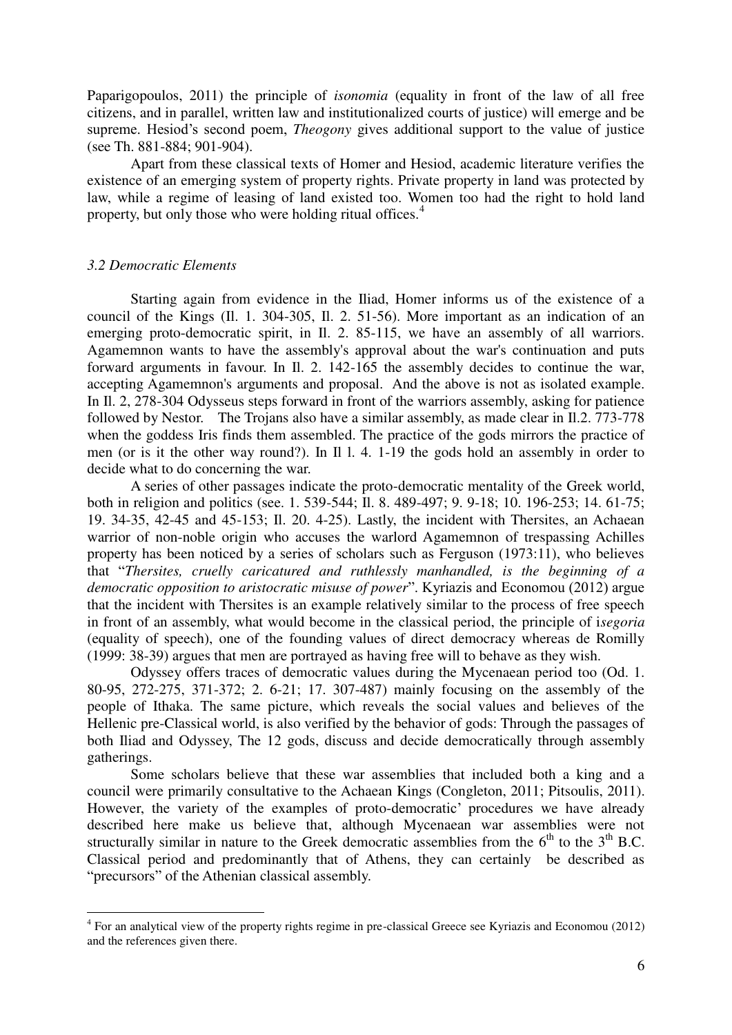Paparigopoulos, 2011) the principle of *isonomia* (equality in front of the law of all free citizens, and in parallel, written law and institutionalized courts of justice) will emerge and be supreme. Hesiod's second poem, *Theogony* gives additional support to the value of justice (see Th. 881-884; 901-904).

Apart from these classical texts of Homer and Hesiod, academic literature verifies the existence of an emerging system of property rights. Private property in land was protected by law, while a regime of leasing of land existed too. Women too had the right to hold land property, but only those who were holding ritual offices.[4]

*3.2 Democratic Elements*

Starting again from evidence in the Iliad, Homer informs us of the existence of a council of the Kings (Il. 1. 304-305, Il. 2. 51-56). More important as an indication of an emerging proto-democratic spirit, in Il. 2. 85-115, we have an assembly of all warriors. Agamemnon wants to have the assembly's approval about the war's continuation and puts forward arguments in favour. In Il. 2. 142-165 the assembly decides to continue the war, accepting Agamemnon's arguments and proposal. And the above is not as isolated example. In Il. 2, 278-304 Odysseus steps forward in front of the warriors assembly, asking for patience followed by Nestor. The Trojans also have a similar assembly, as made clear in Il.2. 773-778 when the goddess Iris finds them assembled. The practice of the gods mirrors the practice of men (or is it the other way round?). In Il l. 4. 1-19 the gods hold an assembly in order to decide what to do concerning the war.

A series of other passages indicate the proto-democratic mentality of the Greek world, both in religion and politics (see. 1. 539-544; Il. 8. 489-497; 9. 9-18; 10. 196-253; 14. 61-75; 19. 34-35, 42-45 and 45-153; Il. 20. 4-25). Lastly, the incident with Thersites, an Achaean warrior of non-noble origin who accuses the warlord Agamemnon of trespassing Achilles property has been noticed by a series of scholars such as Ferguson (1973:11), who believes that "*Thersites, cruelly caricatured and ruthlessly manhandled, is the beginning of a democratic opposition to aristocratic misuse of power*". Kyriazis and Economou (2012) argue that the incident with Thersites is an example relatively similar to the process of free speech in front of an assembly, what would become in the classical period, the principle of i*segoria* (equality of speech), one of the founding values of direct democracy whereas de Romilly (1999: 38-39) argues that men are portrayed as having free will to behave as they wish.

Odyssey offers traces of democratic values during the Mycenaean period too (Od. 1. 80-95, 272-275, 371-372; 2. 6-21; 17. 307-487) mainly focusing on the assembly of the people of Ithaka. The same picture, which reveals the social values and believes of the Hellenic pre-Classical world, is also verified by the behavior of gods: Through the passages of both Iliad and Odyssey, The 12 gods, discuss and decide democratically through assembly gatherings.

Some scholars believe that these war assemblies that included both a king and a council were primarily consultative to the Achaean Kings (Congleton, 2011; Pitsoulis, 2011). However, the variety of the examples of proto-democratic' procedures we have already described here make us believe that, although Mycenaean war assemblies were not structurally similar in nature to the Greek democratic assemblies from the 6th to the 3rd B.C. Classical period and predominantly that of Athens, they can certainly be described as "precursors" of the Athenian classical assembly.

[4] For an analytical view of the property rights regime in pre-classical Greece see Kyriazis and Economou (2012) and the references given there.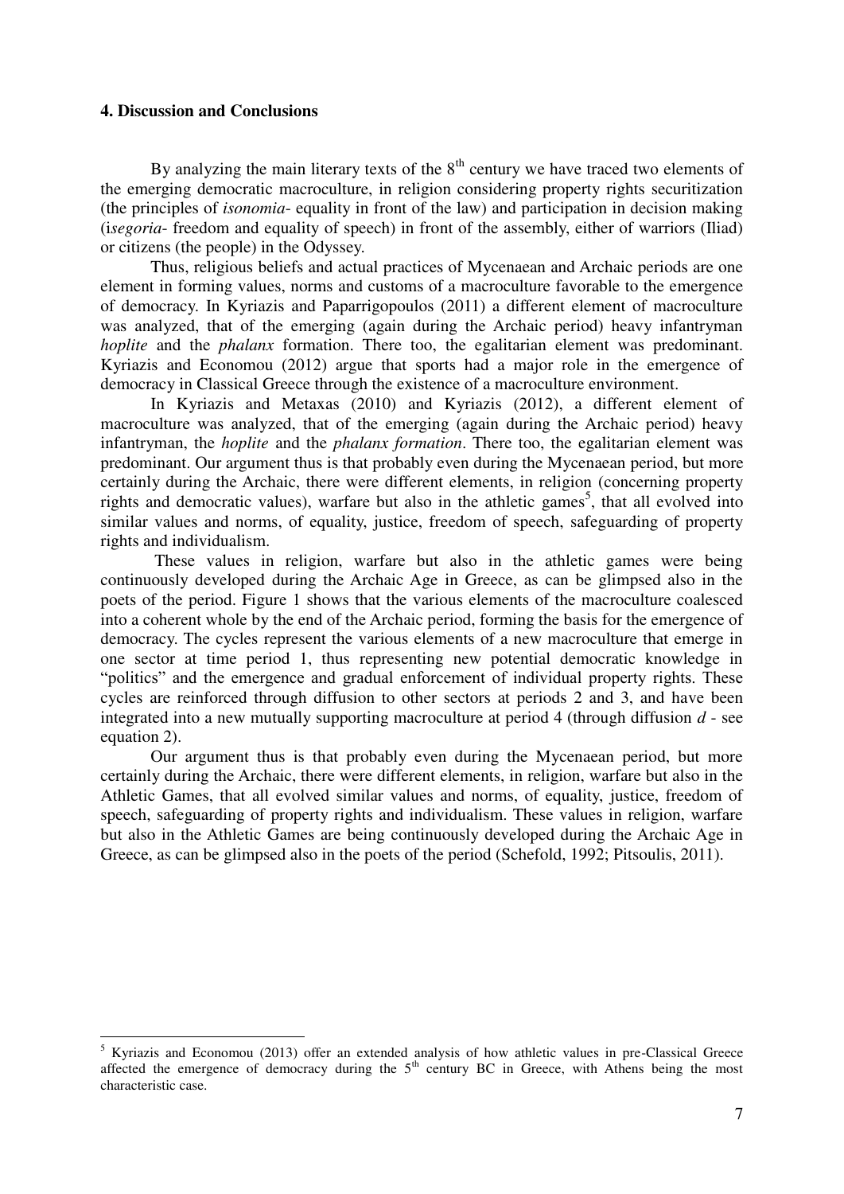## 4. Discussion and Conclusions

By analyzing the main literary texts of the 8th century we have traced two elements of the emerging democratic macroculture, in religion considering property rights securitization (the principles of *isonomia*- equality in front of the law) and participation in decision making (i*segoria*- freedom and equality of speech) in front of the assembly, either of warriors (Iliad) or citizens (the people) in the Odyssey.

Thus, religious beliefs and actual practices of Mycenaean and Archaic periods are one element in forming values, norms and customs of a macroculture favorable to the emergence of democracy. In Kyriazis and Paparrigopoulos (2011) a different element of macroculture was analyzed, that of the emerging (again during the Archaic period) heavy infantryman *hoplite* and the *phalanx* formation. There too, the egalitarian element was predominant. Kyriazis and Economou (2012) argue that sports had a major role in the emergence of democracy in Classical Greece through the existence of a macroculture environment.

In Kyriazis and Metaxas (2010) and Kyriazis (2012), a different element of macroculture was analyzed, that of the emerging (again during the Archaic period) heavy infantryman, the *hoplite* and the *phalanx formation*. There too, the egalitarian element was predominant. Our argument thus is that probably even during the Mycenaean period, but more certainly during the Archaic, there were different elements, in religion (concerning property rights and democratic values), warfare but also in the athletic games[5], that all evolved into similar values and norms, of equality, justice, freedom of speech, safeguarding of property rights and individualism.

These values in religion, warfare but also in the athletic games were being continuously developed during the Archaic Age in Greece, as can be glimpsed also in the poets of the period. Figure 1 shows that the various elements of the macroculture coalesced into a coherent whole by the end of the Archaic period, forming the basis for the emergence of democracy. The cycles represent the various elements of a new macroculture that emerge in one sector at time period 1, thus representing new potential democratic knowledge in "politics" and the emergence and gradual enforcement of individual property rights. These cycles are reinforced through diffusion to other sectors at periods 2 and 3, and have been integrated into a new mutually supporting macroculture at period 4 (through diffusion $d$ - see equation 2).

Our argument thus is that probably even during the Mycenaean period, but more certainly during the Archaic, there were different elements, in religion, warfare but also in the Athletic Games, that all evolved similar values and norms, of equality, justice, freedom of speech, safeguarding of property rights and individualism. These values in religion, warfare but also in the Athletic Games are being continuously developed during the Archaic Age in Greece, as can be glimpsed also in the poets of the period (Schefold, 1992; Pitsoulis, 2011).

---

[5] Kyriazis and Economou (2013) offer an extended analysis of how athletic values in pre-Classical Greece affected the emergence of democracy during the 5th century BC in Greece, with Athens being the most characteristic case.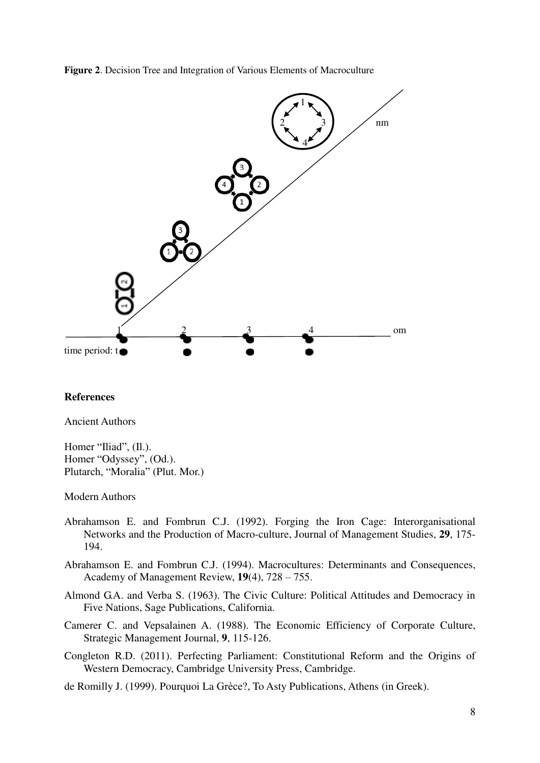**Figure 2**. Decision Tree and Integration of Various Elements of Macroculture

## References

Ancient Authors

Homer "Iliad", (Il.).
Homer "Odyssey", (Od.).
Plutarch, "Moralia" (Plut. Mor.)

Modern Authors

- Abrahamson E. and Fombrun C.J. (1992). Forging the Iron Cage: Interorganisational Networks and the Production of Macro-culture, Journal of Management Studies, **29**, 175-194.
- Abrahamson E. and Fombrun C.J. (1994). Macrocultures: Determinants and Consequences, Academy of Management Review, **19**(4), 728 – 755.
- Almond G.A. and Verba S. (1963). The Civic Culture: Political Attitudes and Democracy in Five Nations, Sage Publications, California.
- Camerer C. and Vepsalainen A. (1988). The Economic Efficiency of Corporate Culture, Strategic Management Journal, **9**, 115-126.
- Congleton R.D. (2011). Perfecting Parliament: Constitutional Reform and the Origins of Western Democracy, Cambridge University Press, Cambridge.
- de Romilly J. (1999). Pourquoi La Grèce?, To Asty Publications, Athens (in Greek).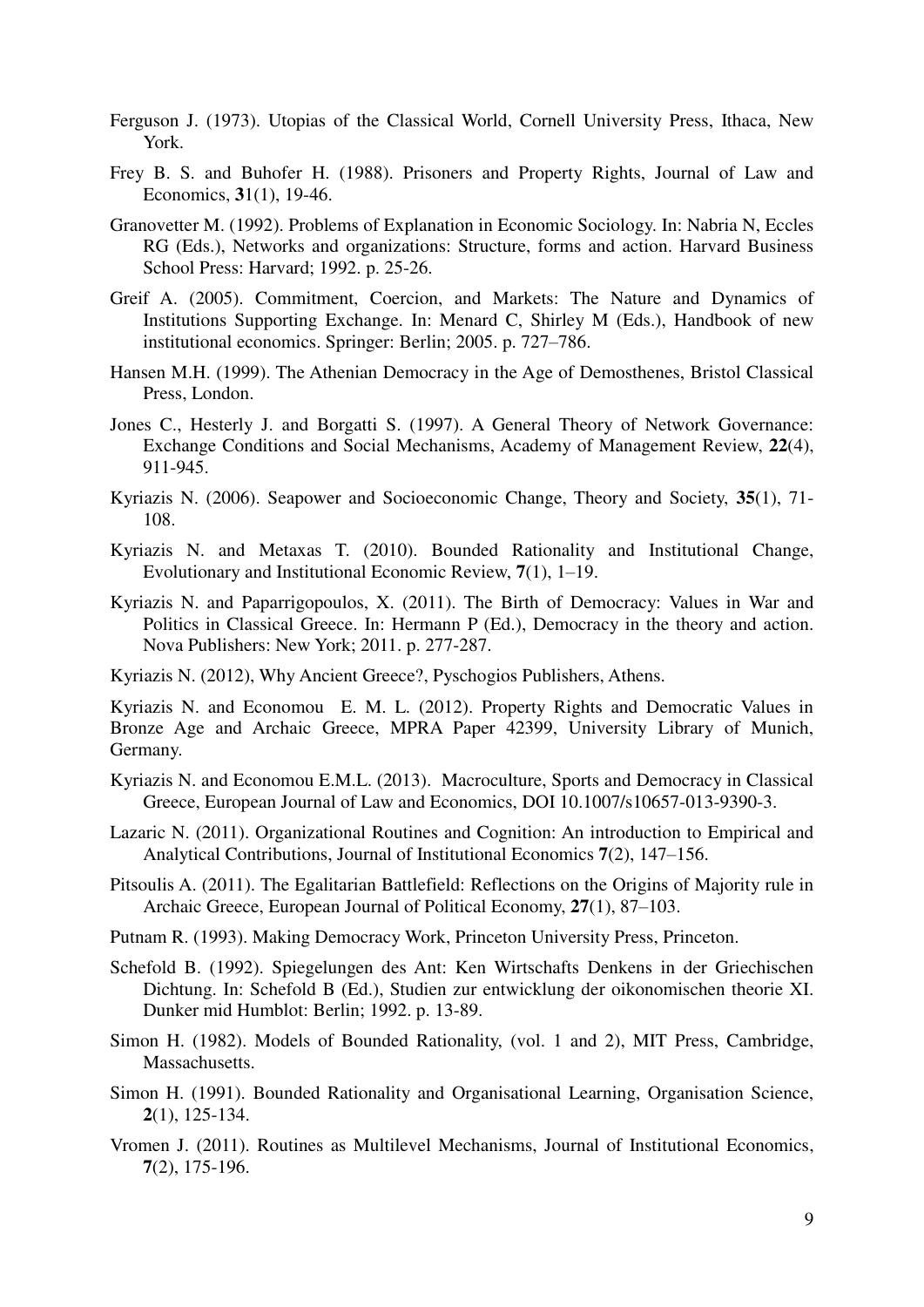Ferguson J. (1973). Utopias of the Classical World, Cornell University Press, Ithaca, New York.

Frey B. S. and Buhofer H. (1988). Prisoners and Property Rights, Journal of Law and Economics, **3**1(1), 19-46.

Granovetter M. (1992). Problems of Explanation in Economic Sociology. In: Nabria N, Eccles RG (Eds.), Networks and organizations: Structure, forms and action. Harvard Business School Press: Harvard; 1992. p. 25-26.

Greif A. (2005). Commitment, Coercion, and Markets: The Nature and Dynamics of Institutions Supporting Exchange. In: Menard C, Shirley M (Eds.), Handbook of new institutional economics. Springer: Berlin; 2005. p. 727–786.

Hansen M.H. (1999). The Athenian Democracy in the Age of Demosthenes, Bristol Classical Press, London.

Jones C., Hesterly J. and Borgatti S. (1997). A General Theory of Network Governance: Exchange Conditions and Social Mechanisms, Academy of Management Review, **22**(4), 911-945.

Kyriazis N. (2006). Seapower and Socioeconomic Change, Theory and Society, **35**(1), 71-108.

Kyriazis N. and Metaxas T. (2010). Bounded Rationality and Institutional Change, Evolutionary and Institutional Economic Review, **7**(1), 1–19.

Kyriazis N. and Paparrigopoulos, X. (2011). The Birth of Democracy: Values in War and Politics in Classical Greece. In: Hermann P (Ed.), Democracy in the theory and action. Nova Publishers: New York; 2011. p. 277-287.

Kyriazis N. (2012), Why Ancient Greece?, Pyschogios Publishers, Athens.

Kyriazis N. and Economou E. M. L. (2012). Property Rights and Democratic Values in Bronze Age and Archaic Greece, MPRA Paper 42399, University Library of Munich, Germany.

Kyriazis N. and Economou E.M.L. (2013). Macroculture, Sports and Democracy in Classical Greece, European Journal of Law and Economics, DOI 10.1007/s10657-013-9390-3.

Lazaric N. (2011). Organizational Routines and Cognition: An introduction to Empirical and Analytical Contributions, Journal of Institutional Economics **7**(2), 147–156.

Pitsoulis A. (2011). The Egalitarian Battlefield: Reflections on the Origins of Majority rule in Archaic Greece, European Journal of Political Economy, **27**(1), 87–103.

Putnam R. (1993). Making Democracy Work, Princeton University Press, Princeton.

Schefold B. (1992). Spiegelungen des Ant: Ken Wirtschafts Denkens in der Griechischen Dichtung. In: Schefold B (Ed.), Studien zur entwicklung der oikonomischen theorie XI. Dunker mid Humblot: Berlin; 1992. p. 13-89.

Simon H. (1982). Models of Bounded Rationality, (vol. 1 and 2), MIT Press, Cambridge, Massachusetts.

Simon H. (1991). Bounded Rationality and Organisational Learning, Organisation Science, **2**(1), 125-134.

Vromen J. (2011). Routines as Multilevel Mechanisms, Journal of Institutional Economics, **7**(2), 175-196.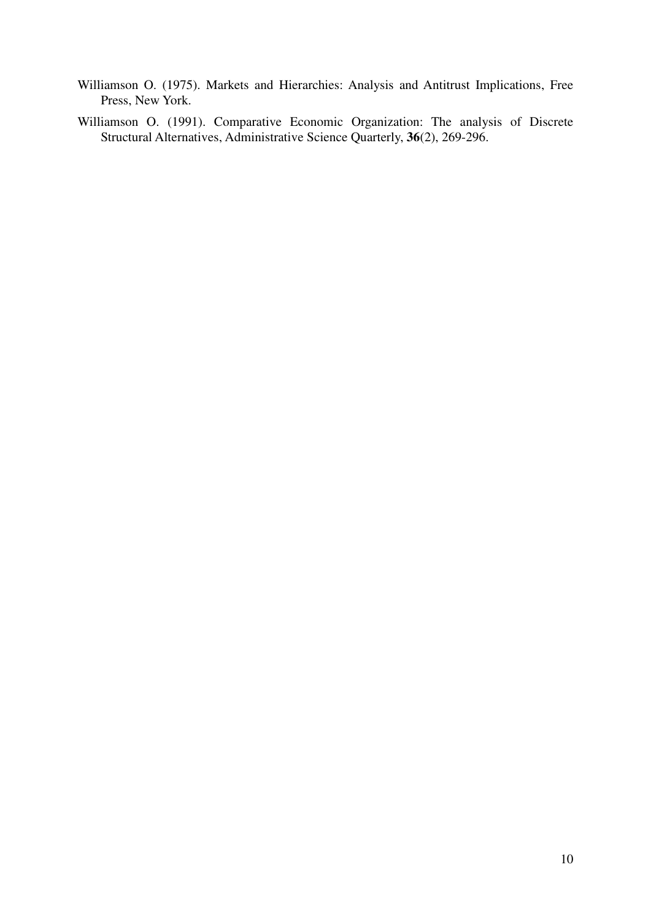Williamson O. (1975). Markets and Hierarchies: Analysis and Antitrust Implications, Free Press, New York.

Williamson O. (1991). Comparative Economic Organization: The analysis of Discrete Structural Alternatives, Administrative Science Quarterly, **36**(2), 269-296.